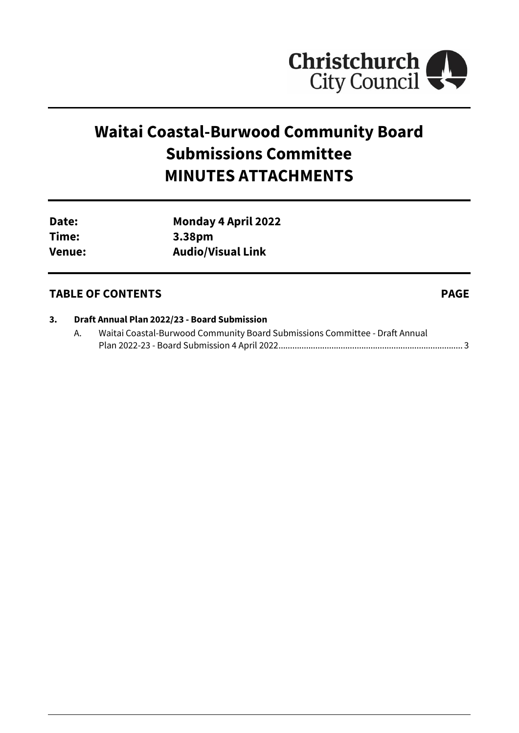Christchurch City Council

# Waitai Coastal-Burwood Community Board Submissions Committee MINUTES ATTACHMENTS

| | |
|---|---|
| **Date:** | **Monday 4 April 2022** |
| **Time:** | **3.38pm** |
| **Venue:** | **Audio/Visual Link** |

## TABLE OF CONTENTS — PAGE

**3. Draft Annual Plan 2022/23 - Board Submission**

A. Waitai Coastal-Burwood Community Board Submissions Committee - Draft Annual Plan 2022-23 - Board Submission 4 April 2022 ............ 3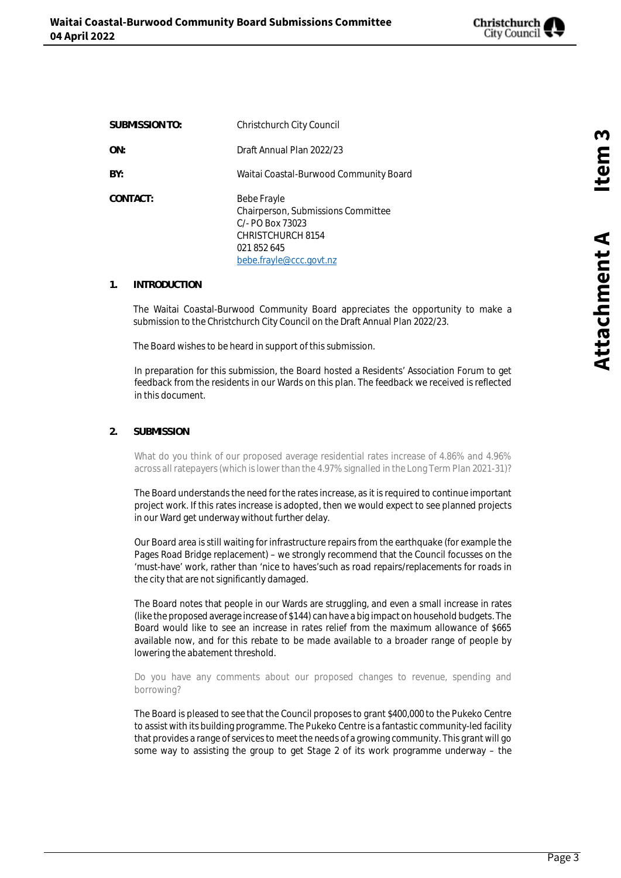| | |
|---|---|
| **SUBMISSION TO:** | Christchurch City Council |
| **ON:** | Draft Annual Plan 2022/23 |
| **BY:** | Waitai Coastal-Burwood Community Board |
| **CONTACT:** | Bebe Frayle<br>Chairperson, Submissions Committee<br>C/- PO Box 73023<br>CHRISTCHURCH 8154<br>021 852 645<br>bebe.frayle@ccc.govt.nz |

## 1. INTRODUCTION

The Waitai Coastal-Burwood Community Board appreciates the opportunity to make a submission to the Christchurch City Council on the Draft Annual Plan 2022/23.

The Board wishes to be heard in support of this submission.

In preparation for this submission, the Board hosted a Residents' Association Forum to get feedback from the residents in our Wards on this plan. The feedback we received is reflected in this document.

## 2. SUBMISSION

What do you think of our proposed average residential rates increase of 4.86% and 4.96% across all ratepayers (which is lower than the 4.97% signalled in the Long Term Plan 2021-31)?

The Board understands the need for the rates increase, as it is required to continue important project work. If this rates increase is adopted, then we would expect to see planned projects in our Ward get underway without further delay.

Our Board area is still waiting for infrastructure repairs from the earthquake (for example the Pages Road Bridge replacement) – we strongly recommend that the Council focusses on the 'must-have' work, rather than 'nice to haves'such as road repairs/replacements for roads in the city that are not significantly damaged.

The Board notes that people in our Wards are struggling, and even a small increase in rates (like the proposed average increase of $144) can have a big impact on household budgets. The Board would like to see an increase in rates relief from the maximum allowance of $665 available now, and for this rebate to be made available to a broader range of people by lowering the abatement threshold.

Do you have any comments about our proposed changes to revenue, spending and borrowing?

The Board is pleased to see that the Council proposes to grant $400,000 to the Pukeko Centre to assist with its building programme. The Pukeko Centre is a fantastic community-led facility that provides a range of services to meet the needs of a growing community. This grant will go some way to assisting the group to get Stage 2 of its work programme underway – the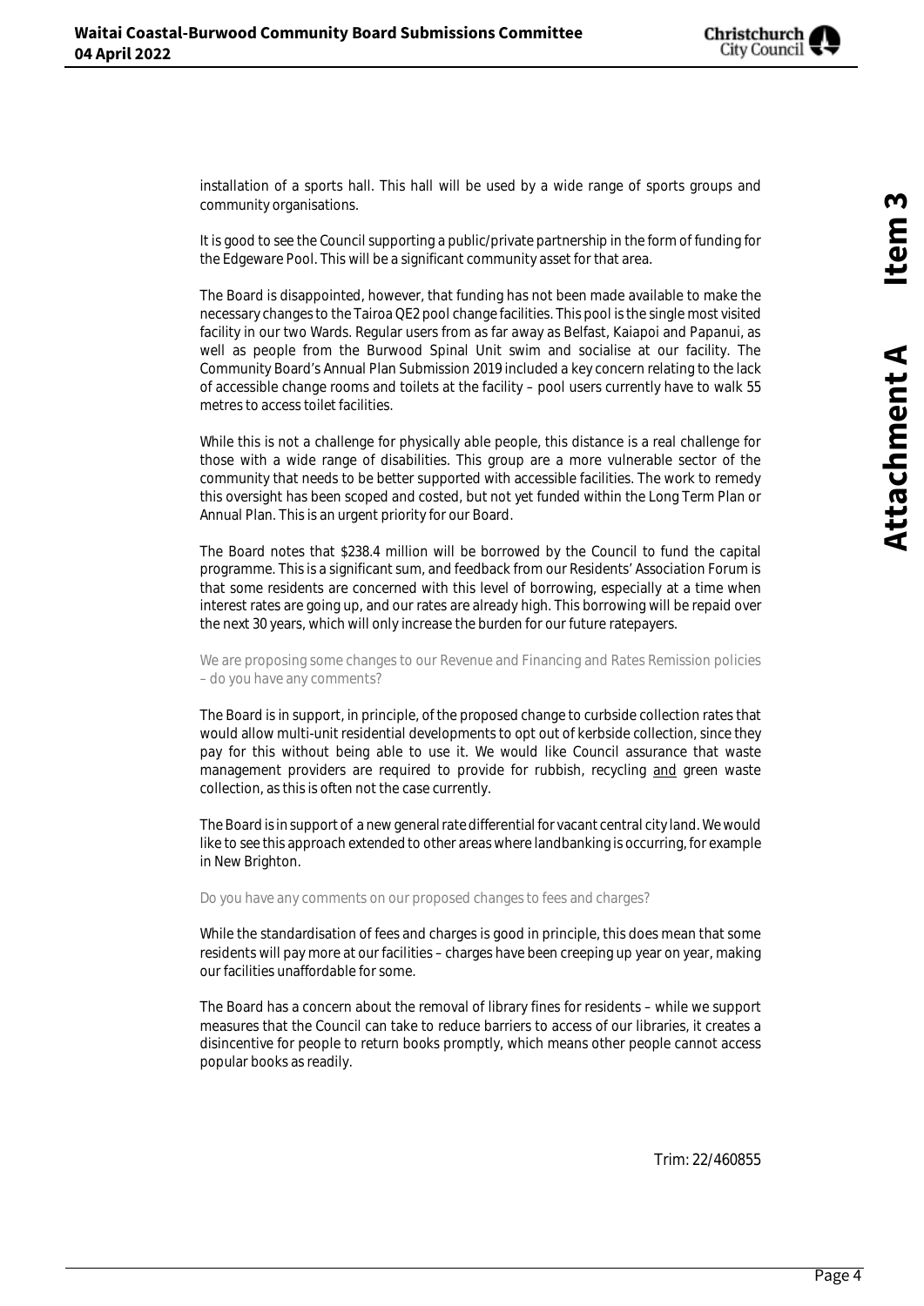installation of a sports hall. This hall will be used by a wide range of sports groups and community organisations.

It is good to see the Council supporting a public/private partnership in the form of funding for the Edgeware Pool. This will be a significant community asset for that area.

The Board is disappointed, however, that funding has not been made available to make the necessary changes to the Tairoa QE2 pool change facilities. This pool is the single most visited facility in our two Wards. Regular users from as far away as Belfast, Kaiapoi and Papanui, as well as people from the Burwood Spinal Unit swim and socialise at our facility. The Community Board's Annual Plan Submission 2019 included a key concern relating to the lack of accessible change rooms and toilets at the facility – pool users currently have to walk 55 metres to access toilet facilities.

While this is not a challenge for physically able people, this distance is a real challenge for those with a wide range of disabilities. This group are a more vulnerable sector of the community that needs to be better supported with accessible facilities. The work to remedy this oversight has been scoped and costed, but not yet funded within the Long Term Plan or Annual Plan. This is an urgent priority for our Board.

The Board notes that $238.4 million will be borrowed by the Council to fund the capital programme. This is a significant sum, and feedback from our Residents' Association Forum is that some residents are concerned with this level of borrowing, especially at a time when interest rates are going up, and our rates are already high. This borrowing will be repaid over the next 30 years, which will only increase the burden for our future ratepayers.

We are proposing some changes to our Revenue and Financing and Rates Remission policies – do you have any comments?

The Board is in support, in principle, of the proposed change to curbside collection rates that would allow multi-unit residential developments to opt out of kerbside collection, since they pay for this without being able to use it. We would like Council assurance that waste management providers are required to provide for rubbish, recycling <u>and</u> green waste collection, as this is often not the case currently.

The Board is in support of a new general rate differential for vacant central city land. We would like to see this approach extended to other areas where landbanking is occurring, for example in New Brighton.

Do you have any comments on our proposed changes to fees and charges?

While the standardisation of fees and charges is good in principle, this does mean that some residents will pay more at our facilities – charges have been creeping up year on year, making our facilities unaffordable for some.

The Board has a concern about the removal of library fines for residents – while we support measures that the Council can take to reduce barriers to access of our libraries, it creates a disincentive for people to return books promptly, which means other people cannot access popular books as readily.

Trim: 22/460855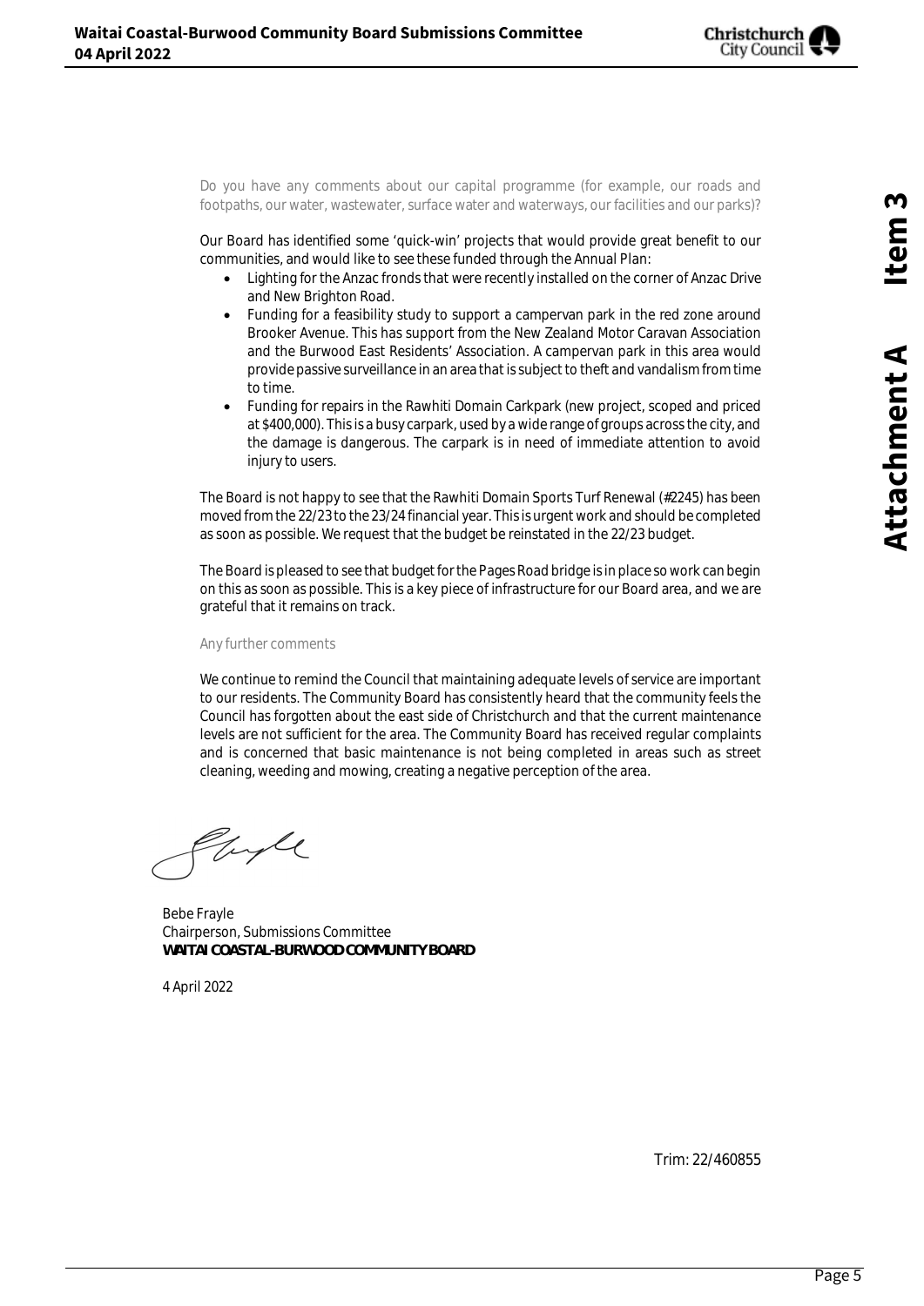Do you have any comments about our capital programme (for example, our roads and footpaths, our water, wastewater, surface water and waterways, our facilities and our parks)?

Our Board has identified some 'quick-win' projects that would provide great benefit to our communities, and would like to see these funded through the Annual Plan:

- Lighting for the Anzac fronds that were recently installed on the corner of Anzac Drive and New Brighton Road.
- Funding for a feasibility study to support a campervan park in the red zone around Brooker Avenue. This has support from the New Zealand Motor Caravan Association and the Burwood East Residents' Association. A campervan park in this area would provide passive surveillance in an area that is subject to theft and vandalism from time to time.
- Funding for repairs in the Rawhiti Domain Carkpark (new project, scoped and priced at $400,000). This is a busy carpark, used by a wide range of groups across the city, and the damage is dangerous. The carpark is in need of immediate attention to avoid injury to users.

The Board is not happy to see that the Rawhiti Domain Sports Turf Renewal (#2245) has been moved from the 22/23 to the 23/24 financial year. This is urgent work and should be completed as soon as possible. We request that the budget be reinstated in the 22/23 budget.

The Board is pleased to see that budget for the Pages Road bridge is in place so work can begin on this as soon as possible. This is a key piece of infrastructure for our Board area, and we are grateful that it remains on track.

Any further comments

We continue to remind the Council that maintaining adequate levels of service are important to our residents. The Community Board has consistently heard that the community feels the Council has forgotten about the east side of Christchurch and that the current maintenance levels are not sufficient for the area. The Community Board has received regular complaints and is concerned that basic maintenance is not being completed in areas such as street cleaning, weeding and mowing, creating a negative perception of the area.

Bebe Frayle
Chairperson, Submissions Committee
**WAITAI COASTAL-BURWOOD COMMUNITY BOARD**

4 April 2022

Trim: 22/460855